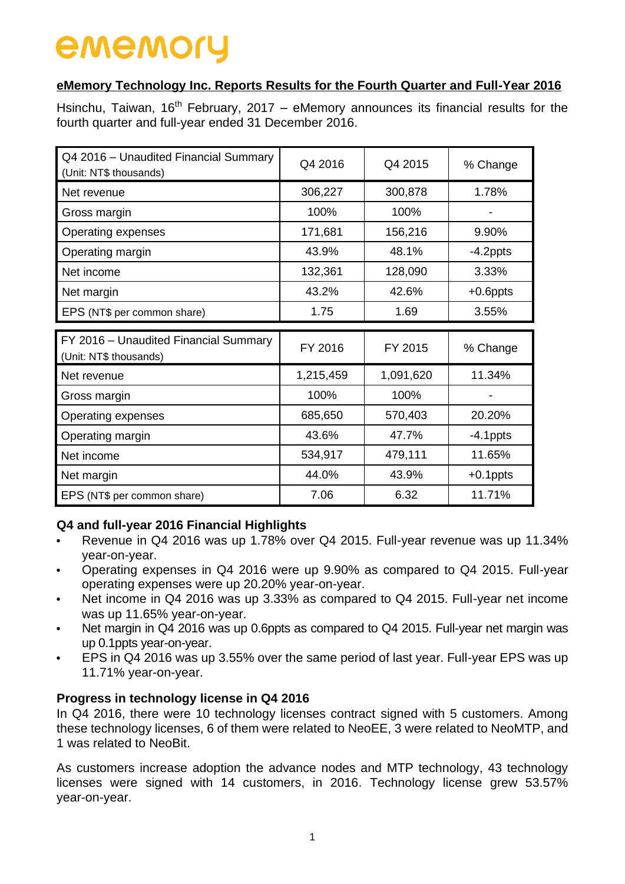# ememory

**eMemory Technology Inc. Reports Results for the Fourth Quarter and Full-Year 2016**

Hsinchu, Taiwan, 16th February, 2017 – eMemory announces its financial results for the fourth quarter and full-year ended 31 December 2016.

| Q4 2016 – Unaudited Financial Summary (Unit: NT$ thousands) | Q4 2016 | Q4 2015 | % Change |
|---|---|---|---|
| Net revenue | 306,227 | 300,878 | 1.78% |
| Gross margin | 100% | 100% | - |
| Operating expenses | 171,681 | 156,216 | 9.90% |
| Operating margin | 43.9% | 48.1% | -4.2ppts |
| Net income | 132,361 | 128,090 | 3.33% |
| Net margin | 43.2% | 42.6% | +0.6ppts |
| EPS (NT$ per common share) | 1.75 | 1.69 | 3.55% |

| FY 2016 – Unaudited Financial Summary (Unit: NT$ thousands) | FY 2016 | FY 2015 | % Change |
|---|---|---|---|
| Net revenue | 1,215,459 | 1,091,620 | 11.34% |
| Gross margin | 100% | 100% | - |
| Operating expenses | 685,650 | 570,403 | 20.20% |
| Operating margin | 43.6% | 47.7% | -4.1ppts |
| Net income | 534,917 | 479,111 | 11.65% |
| Net margin | 44.0% | 43.9% | +0.1ppts |
| EPS (NT$ per common share) | 7.06 | 6.32 | 11.71% |

**Q4 and full-year 2016 Financial Highlights**

- Revenue in Q4 2016 was up 1.78% over Q4 2015. Full-year revenue was up 11.34% year-on-year.
- Operating expenses in Q4 2016 were up 9.90% as compared to Q4 2015. Full-year operating expenses were up 20.20% year-on-year.
- Net income in Q4 2016 was up 3.33% as compared to Q4 2015. Full-year net income was up 11.65% year-on-year.
- Net margin in Q4 2016 was up 0.6ppts as compared to Q4 2015. Full-year net margin was up 0.1ppts year-on-year.
- EPS in Q4 2016 was up 3.55% over the same period of last year. Full-year EPS was up 11.71% year-on-year.

**Progress in technology license in Q4 2016**

In Q4 2016, there were 10 technology licenses contract signed with 5 customers. Among these technology licenses, 6 of them were related to NeoEE, 3 were related to NeoMTP, and 1 was related to NeoBit.

As customers increase adoption the advance nodes and MTP technology, 43 technology licenses were signed with 14 customers, in 2016. Technology license grew 53.57% year-on-year.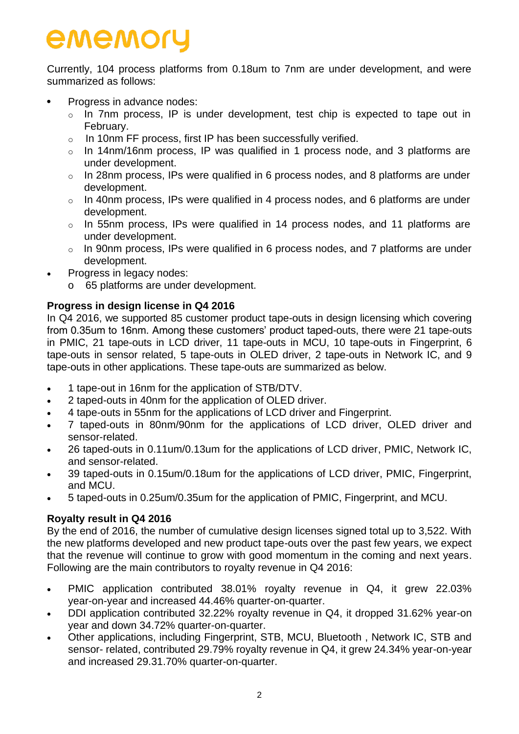Currently, 104 process platforms from 0.18um to 7nm are under development, and were summarized as follows:

- Progress in advance nodes:
  - In 7nm process, IP is under development, test chip is expected to tape out in February.
  - In 10nm FF process, first IP has been successfully verified.
  - In 14nm/16nm process, IP was qualified in 1 process node, and 3 platforms are under development.
  - In 28nm process, IPs were qualified in 6 process nodes, and 8 platforms are under development.
  - In 40nm process, IPs were qualified in 4 process nodes, and 6 platforms are under development.
  - In 55nm process, IPs were qualified in 14 process nodes, and 11 platforms are under development.
  - In 90nm process, IPs were qualified in 6 process nodes, and 7 platforms are under development.
- Progress in legacy nodes:
  - 65 platforms are under development.

**Progress in design license in Q4 2016**

In Q4 2016, we supported 85 customer product tape-outs in design licensing which covering from 0.35um to 16nm. Among these customers' product taped-outs, there were 21 tape-outs in PMIC, 21 tape-outs in LCD driver, 11 tape-outs in MCU, 10 tape-outs in Fingerprint, 6 tape-outs in sensor related, 5 tape-outs in OLED driver, 2 tape-outs in Network IC, and 9 tape-outs in other applications. These tape-outs are summarized as below.

- 1 tape-out in 16nm for the application of STB/DTV.
- 2 taped-outs in 40nm for the application of OLED driver.
- 4 tape-outs in 55nm for the applications of LCD driver and Fingerprint.
- 7 taped-outs in 80nm/90nm for the applications of LCD driver, OLED driver and sensor-related.
- 26 taped-outs in 0.11um/0.13um for the applications of LCD driver, PMIC, Network IC, and sensor-related.
- 39 taped-outs in 0.15um/0.18um for the applications of LCD driver, PMIC, Fingerprint, and MCU.
- 5 taped-outs in 0.25um/0.35um for the application of PMIC, Fingerprint, and MCU.

**Royalty result in Q4 2016**

By the end of 2016, the number of cumulative design licenses signed total up to 3,522. With the new platforms developed and new product tape-outs over the past few years, we expect that the revenue will continue to grow with good momentum in the coming and next years. Following are the main contributors to royalty revenue in Q4 2016:

- PMIC application contributed 38.01% royalty revenue in Q4, it grew 22.03% year-on-year and increased 44.46% quarter-on-quarter.
- DDI application contributed 32.22% royalty revenue in Q4, it dropped 31.62% year-on year and down 34.72% quarter-on-quarter.
- Other applications, including Fingerprint, STB, MCU, Bluetooth , Network IC, STB and sensor- related, contributed 29.79% royalty revenue in Q4, it grew 24.34% year-on-year and increased 29.31.70% quarter-on-quarter.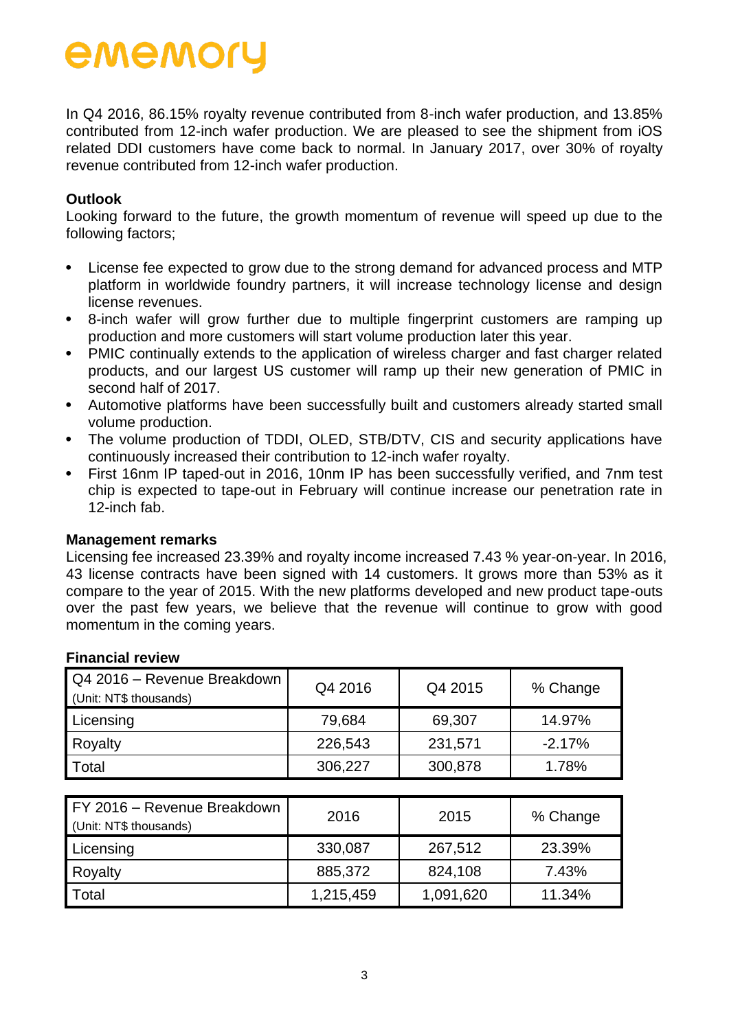In Q4 2016, 86.15% royalty revenue contributed from 8-inch wafer production, and 13.85% contributed from 12-inch wafer production. We are pleased to see the shipment from iOS related DDI customers have come back to normal. In January 2017, over 30% of royalty revenue contributed from 12-inch wafer production.

**Outlook**

Looking forward to the future, the growth momentum of revenue will speed up due to the following factors;

- License fee expected to grow due to the strong demand for advanced process and MTP platform in worldwide foundry partners, it will increase technology license and design license revenues.
- 8-inch wafer will grow further due to multiple fingerprint customers are ramping up production and more customers will start volume production later this year.
- PMIC continually extends to the application of wireless charger and fast charger related products, and our largest US customer will ramp up their new generation of PMIC in second half of 2017.
- Automotive platforms have been successfully built and customers already started small volume production.
- The volume production of TDDI, OLED, STB/DTV, CIS and security applications have continuously increased their contribution to 12-inch wafer royalty.
- First 16nm IP taped-out in 2016, 10nm IP has been successfully verified, and 7nm test chip is expected to tape-out in February will continue increase our penetration rate in 12-inch fab.

**Management remarks**

Licensing fee increased 23.39% and royalty income increased 7.43 % year-on-year. In 2016, 43 license contracts have been signed with 14 customers. It grows more than 53% as it compare to the year of 2015. With the new platforms developed and new product tape-outs over the past few years, we believe that the revenue will continue to grow with good momentum in the coming years.

**Financial review**

| Q4 2016 – Revenue Breakdown (Unit: NT$ thousands) | Q4 2016 | Q4 2015 | % Change |
|---|---|---|---|
| Licensing | 79,684 | 69,307 | 14.97% |
| Royalty | 226,543 | 231,571 | -2.17% |
| Total | 306,227 | 300,878 | 1.78% |

| FY 2016 – Revenue Breakdown (Unit: NT$ thousands) | 2016 | 2015 | % Change |
|---|---|---|---|
| Licensing | 330,087 | 267,512 | 23.39% |
| Royalty | 885,372 | 824,108 | 7.43% |
| Total | 1,215,459 | 1,091,620 | 11.34% |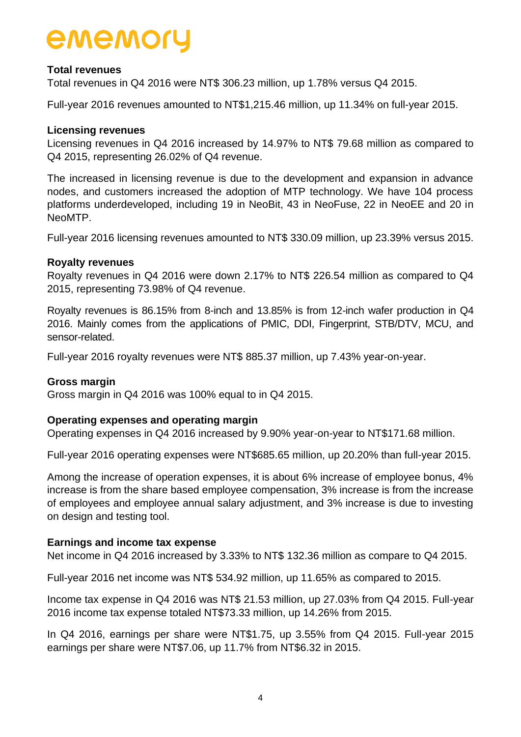**Total revenues**

Total revenues in Q4 2016 were NT$ 306.23 million, up 1.78% versus Q4 2015.

Full-year 2016 revenues amounted to NT$1,215.46 million, up 11.34% on full-year 2015.

**Licensing revenues**

Licensing revenues in Q4 2016 increased by 14.97% to NT$ 79.68 million as compared to Q4 2015, representing 26.02% of Q4 revenue.

The increased in licensing revenue is due to the development and expansion in advance nodes, and customers increased the adoption of MTP technology. We have 104 process platforms underdeveloped, including 19 in NeoBit, 43 in NeoFuse, 22 in NeoEE and 20 in NeoMTP.

Full-year 2016 licensing revenues amounted to NT$ 330.09 million, up 23.39% versus 2015.

**Royalty revenues**

Royalty revenues in Q4 2016 were down 2.17% to NT$ 226.54 million as compared to Q4 2015, representing 73.98% of Q4 revenue.

Royalty revenues is 86.15% from 8-inch and 13.85% is from 12-inch wafer production in Q4 2016. Mainly comes from the applications of PMIC, DDI, Fingerprint, STB/DTV, MCU, and sensor-related.

Full-year 2016 royalty revenues were NT$ 885.37 million, up 7.43% year-on-year.

**Gross margin**

Gross margin in Q4 2016 was 100% equal to in Q4 2015.

**Operating expenses and operating margin**

Operating expenses in Q4 2016 increased by 9.90% year-on-year to NT$171.68 million.

Full-year 2016 operating expenses were NT$685.65 million, up 20.20% than full-year 2015.

Among the increase of operation expenses, it is about 6% increase of employee bonus, 4% increase is from the share based employee compensation, 3% increase is from the increase of employees and employee annual salary adjustment, and 3% increase is due to investing on design and testing tool.

**Earnings and income tax expense**

Net income in Q4 2016 increased by 3.33% to NT$ 132.36 million as compare to Q4 2015.

Full-year 2016 net income was NT$ 534.92 million, up 11.65% as compared to 2015.

Income tax expense in Q4 2016 was NT$ 21.53 million, up 27.03% from Q4 2015. Full-year 2016 income tax expense totaled NT$73.33 million, up 14.26% from 2015.

In Q4 2016, earnings per share were NT$1.75, up 3.55% from Q4 2015. Full-year 2015 earnings per share were NT$7.06, up 11.7% from NT$6.32 in 2015.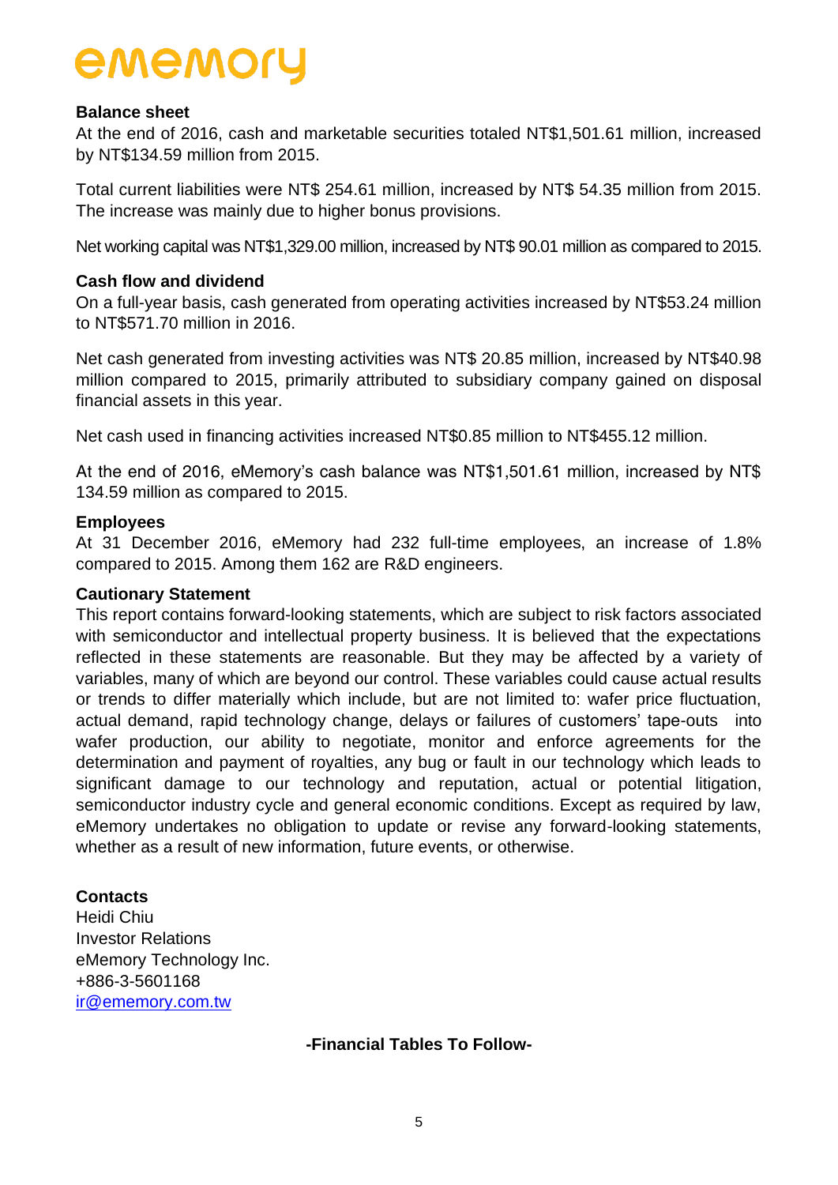**Balance sheet**

At the end of 2016, cash and marketable securities totaled NT$1,501.61 million, increased by NT$134.59 million from 2015.

Total current liabilities were NT$ 254.61 million, increased by NT$ 54.35 million from 2015. The increase was mainly due to higher bonus provisions.

Net working capital was NT$1,329.00 million, increased by NT$ 90.01 million as compared to 2015.

**Cash flow and dividend**

On a full-year basis, cash generated from operating activities increased by NT$53.24 million to NT$571.70 million in 2016.

Net cash generated from investing activities was NT$ 20.85 million, increased by NT$40.98 million compared to 2015, primarily attributed to subsidiary company gained on disposal financial assets in this year.

Net cash used in financing activities increased NT$0.85 million to NT$455.12 million.

At the end of 2016, eMemory's cash balance was NT$1,501.61 million, increased by NT$ 134.59 million as compared to 2015.

**Employees**

At 31 December 2016, eMemory had 232 full-time employees, an increase of 1.8% compared to 2015. Among them 162 are R&D engineers.

**Cautionary Statement**

This report contains forward-looking statements, which are subject to risk factors associated with semiconductor and intellectual property business. It is believed that the expectations reflected in these statements are reasonable. But they may be affected by a variety of variables, many of which are beyond our control. These variables could cause actual results or trends to differ materially which include, but are not limited to: wafer price fluctuation, actual demand, rapid technology change, delays or failures of customers' tape-outs into wafer production, our ability to negotiate, monitor and enforce agreements for the determination and payment of royalties, any bug or fault in our technology which leads to significant damage to our technology and reputation, actual or potential litigation, semiconductor industry cycle and general economic conditions. Except as required by law, eMemory undertakes no obligation to update or revise any forward-looking statements, whether as a result of new information, future events, or otherwise.

**Contacts**

Heidi Chiu
Investor Relations
eMemory Technology Inc.
+886-3-5601168
ir@ememory.com.tw

**-Financial Tables To Follow-**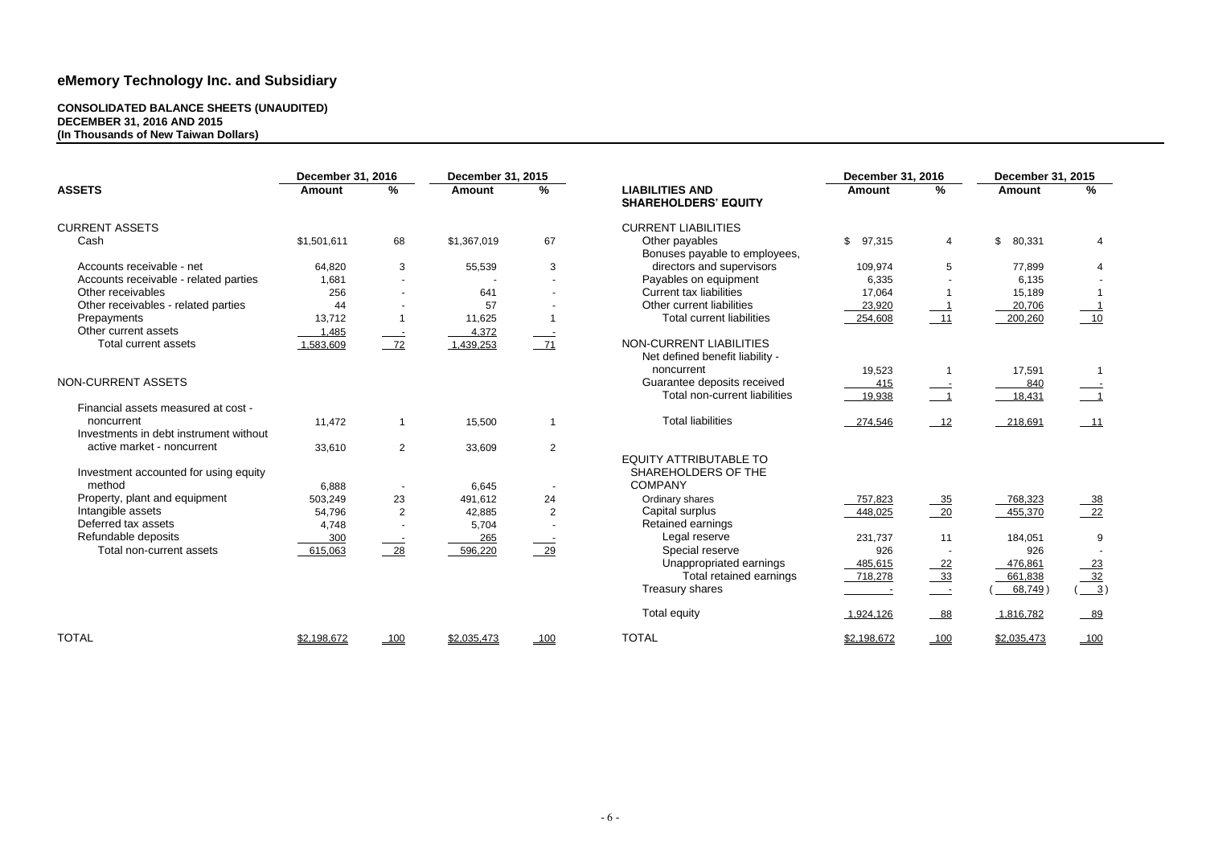# eMemory Technology Inc. and Subsidiary

**CONSOLIDATED BALANCE SHEETS (UNAUDITED)**
**DECEMBER 31, 2016 AND 2015**
**(In Thousands of New Taiwan Dollars)**

| ASSETS | December 31, 2016 Amount | % | December 31, 2015 Amount | % |
|---|---|---|---|---|
| CURRENT ASSETS | | | | |
| Cash | $1,501,611 | 68 | $1,367,019 | 67 |
| Accounts receivable - net | 64,820 | 3 | 55,539 | 3 |
| Accounts receivable - related parties | 1,681 | - | - | - |
| Other receivables | 256 | - | 641 | - |
| Other receivables - related parties | 44 | - | 57 | - |
| Prepayments | 13,712 | 1 | 11,625 | 1 |
| Other current assets | 1,485 | - | 4,372 | - |
| Total current assets | 1,583,609 | 72 | 1,439,253 | 71 |
| NON-CURRENT ASSETS | | | | |
| Financial assets measured at cost - noncurrent | 11,472 | 1 | 15,500 | 1 |
| Investments in debt instrument without active market - noncurrent | 33,610 | 2 | 33,609 | 2 |
| Investment accounted for using equity method | 6,888 | - | 6,645 | - |
| Property, plant and equipment | 503,249 | 23 | 491,612 | 24 |
| Intangible assets | 54,796 | 2 | 42,885 | 2 |
| Deferred tax assets | 4,748 | - | 5,704 | - |
| Refundable deposits | 300 | - | 265 | - |
| Total non-current assets | 615,063 | 28 | 596,220 | 29 |
| TOTAL | $2,198,672 | 100 | $2,035,473 | 100 |

| LIABILITIES AND SHAREHOLDERS' EQUITY | December 31, 2016 Amount | % | December 31, 2015 Amount | % |
|---|---|---|---|---|
| CURRENT LIABILITIES | | | | |
| Other payables | $ 97,315 | 4 | $ 80,331 | 4 |
| Bonuses payable to employees, directors and supervisors | 109,974 | 5 | 77,899 | 4 |
| Payables on equipment | 6,335 | - | 6,135 | - |
| Current tax liabilities | 17,064 | 1 | 15,189 | 1 |
| Other current liabilities | 23,920 | 1 | 20,706 | 1 |
| Total current liabilities | 254,608 | 11 | 200,260 | 10 |
| NON-CURRENT LIABILITIES | | | | |
| Net defined benefit liability - noncurrent | 19,523 | 1 | 17,591 | 1 |
| Guarantee deposits received | 415 | - | 840 | - |
| Total non-current liabilities | 19,938 | 1 | 18,431 | 1 |
| Total liabilities | 274,546 | 12 | 218,691 | 11 |
| EQUITY ATTRIBUTABLE TO SHAREHOLDERS OF THE COMPANY | | | | |
| Ordinary shares | 757,823 | 35 | 768,323 | 38 |
| Capital surplus | 448,025 | 20 | 455,370 | 22 |
| Retained earnings | | | | |
| Legal reserve | 231,737 | 11 | 184,051 | 9 |
| Special reserve | 926 | - | 926 | - |
| Unappropriated earnings | 485,615 | 22 | 476,861 | 23 |
| Total retained earnings | 718,278 | 33 | 661,838 | 32 |
| Treasury shares | - | - | (68,749) | (3) |
| Total equity | 1,924,126 | 88 | 1,816,782 | 89 |
| TOTAL | $2,198,672 | 100 | $2,035,473 | 100 |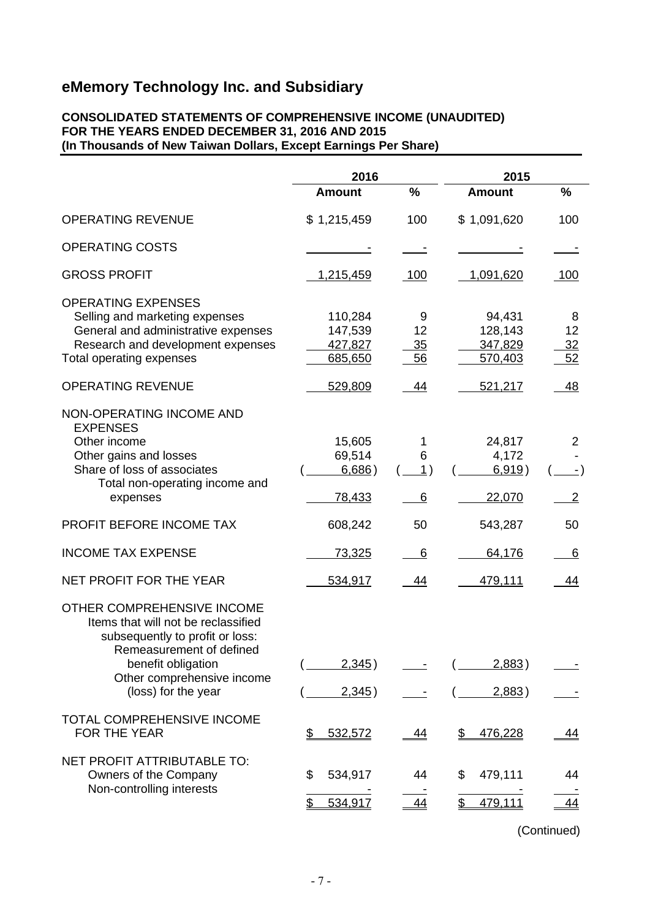# eMemory Technology Inc. and Subsidiary

**CONSOLIDATED STATEMENTS OF COMPREHENSIVE INCOME (UNAUDITED)**
**FOR THE YEARS ENDED DECEMBER 31, 2016 AND 2015**
**(In Thousands of New Taiwan Dollars, Except Earnings Per Share)**

| | 2016 | | 2015 | |
|---|---|---|---|---|
| | **Amount** | **%** | **Amount** | **%** |
| OPERATING REVENUE | $ 1,215,459 | 100 | $ 1,091,620 | 100 |
| OPERATING COSTS | - | - | - | - |
| GROSS PROFIT | 1,215,459 | 100 | 1,091,620 | 100 |
| OPERATING EXPENSES | | | | |
| Selling and marketing expenses | 110,284 | 9 | 94,431 | 8 |
| General and administrative expenses | 147,539 | 12 | 128,143 | 12 |
| Research and development expenses | 427,827 | 35 | 347,829 | 32 |
| Total operating expenses | 685,650 | 56 | 570,403 | 52 |
| OPERATING REVENUE | 529,809 | 44 | 521,217 | 48 |
| NON-OPERATING INCOME AND EXPENSES | | | | |
| Other income | 15,605 | 1 | 24,817 | 2 |
| Other gains and losses | 69,514 | 6 | 4,172 | - |
| Share of loss of associates | ( 6,686) | ( 1) | ( 6,919) | ( -) |
| Total non-operating income and expenses | 78,433 | 6 | 22,070 | 2 |
| PROFIT BEFORE INCOME TAX | 608,242 | 50 | 543,287 | 50 |
| INCOME TAX EXPENSE | 73,325 | 6 | 64,176 | 6 |
| NET PROFIT FOR THE YEAR | 534,917 | 44 | 479,111 | 44 |
| OTHER COMPREHENSIVE INCOME | | | | |
| Items that will not be reclassified subsequently to profit or loss: | | | | |
| Remeasurement of defined benefit obligation | ( 2,345) | - | ( 2,883) | - |
| Other comprehensive income (loss) for the year | ( 2,345) | - | ( 2,883) | - |
| TOTAL COMPREHENSIVE INCOME FOR THE YEAR | $ 532,572 | 44 | $ 476,228 | 44 |
| NET PROFIT ATTRIBUTABLE TO: | | | | |
| Owners of the Company | $ 534,917 | 44 | $ 479,111 | 44 |
| Non-controlling interests | - | - | - | - |
| | $ 534,917 | 44 | $ 479,111 | 44 |

(Continued)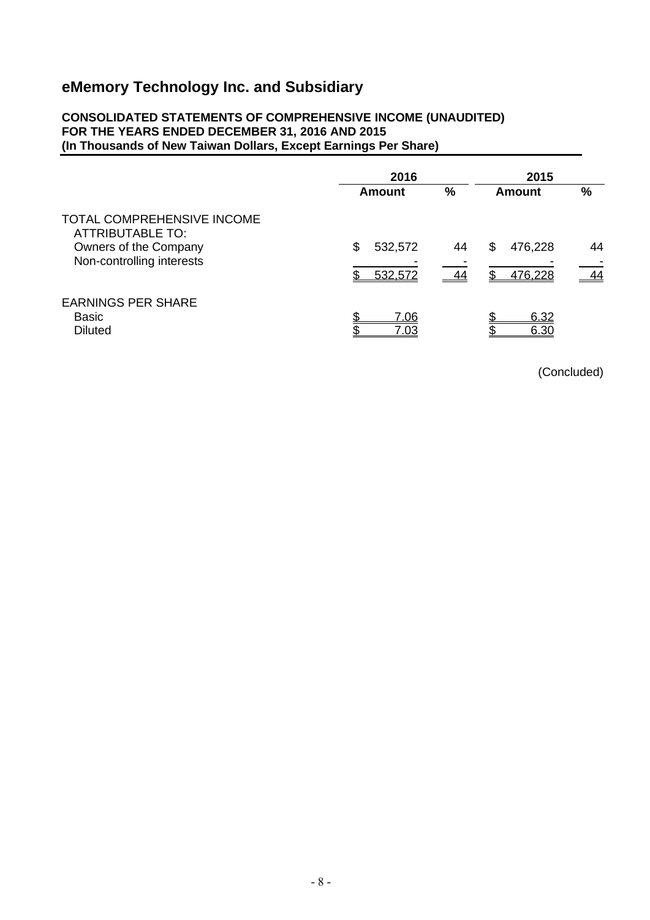## eMemory Technology Inc. and Subsidiary

**CONSOLIDATED STATEMENTS OF COMPREHENSIVE INCOME (UNAUDITED)**
**FOR THE YEARS ENDED DECEMBER 31, 2016 AND 2015**
**(In Thousands of New Taiwan Dollars, Except Earnings Per Share)**

| | 2016 | | 2015 | |
|---|---|---|---|---|
| | **Amount** | **%** | **Amount** | **%** |
| TOTAL COMPREHENSIVE INCOME ATTRIBUTABLE TO: | | | | |
| Owners of the Company | $ 532,572 | 44 | $ 476,228 | 44 |
| Non-controlling interests | - | - | - | - |
| | $ 532,572 | 44 | $ 476,228 | 44 |
| EARNINGS PER SHARE | | | | |
| Basic | $ 7.06 | | $ 6.32 | |
| Diluted | $ 7.03 | | $ 6.30 | |

(Concluded)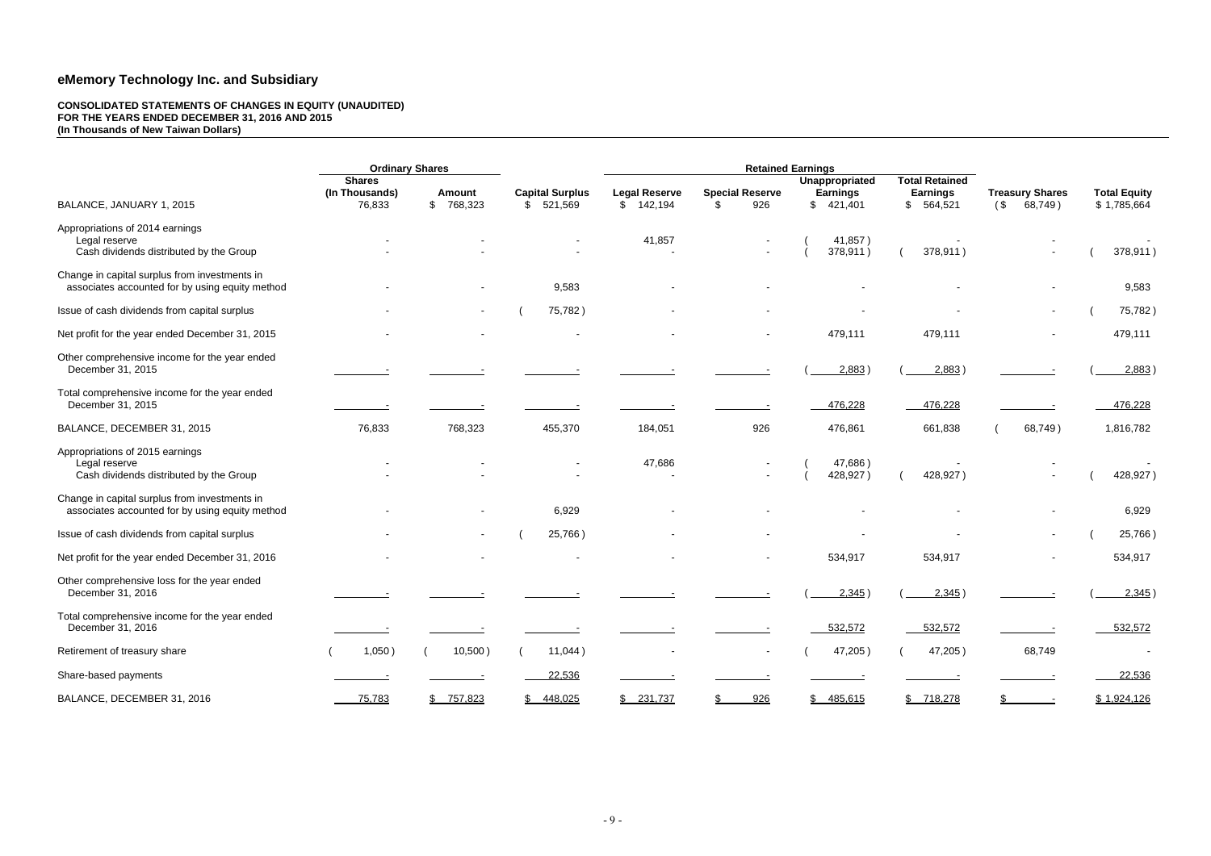# eMemory Technology Inc. and Subsidiary

**CONSOLIDATED STATEMENTS OF CHANGES IN EQUITY (UNAUDITED)**
**FOR THE YEARS ENDED DECEMBER 31, 2016 AND 2015**
**(In Thousands of New Taiwan Dollars)**

| | Ordinary Shares | | | Retained Earnings | | | | | |
|---|---|---|---|---|---|---|---|---|---|
| | Shares (In Thousands) | Amount | Capital Surplus | Legal Reserve | Special Reserve | Unappropriated Earnings | Total Retained Earnings | Treasury Shares | Total Equity |
| BALANCE, JANUARY 1, 2015 | 76,833 | $ 768,323 | $ 521,569 | $ 142,194 | $ 926 | $ 421,401 | $ 564,521 | ($ 68,749 ) | $ 1,785,664 |
| Appropriations of 2014 earnings | | | | | | | | | |
| Legal reserve | - | - | - | 41,857 | - | ( 41,857 ) | - | - | - |
| Cash dividends distributed by the Group | - | - | - | - | - | ( 378,911 ) | ( 378,911 ) | - | ( 378,911 ) |
| Change in capital surplus from investments in associates accounted for by using equity method | - | - | 9,583 | - | - | - | - | - | 9,583 |
| Issue of cash dividends from capital surplus | - | - | ( 75,782 ) | - | - | - | - | - | ( 75,782 ) |
| Net profit for the year ended December 31, 2015 | - | - | - | - | - | 479,111 | 479,111 | - | 479,111 |
| Other comprehensive income for the year ended December 31, 2015 | - | - | - | - | - | ( 2,883 ) | ( 2,883 ) | - | ( 2,883 ) |
| Total comprehensive income for the year ended December 31, 2015 | - | - | - | - | - | 476,228 | 476,228 | - | 476,228 |
| BALANCE, DECEMBER 31, 2015 | 76,833 | 768,323 | 455,370 | 184,051 | 926 | 476,861 | 661,838 | ( 68,749 ) | 1,816,782 |
| Appropriations of 2015 earnings | | | | | | | | | |
| Legal reserve | - | - | - | 47,686 | - | ( 47,686 ) | - | - | - |
| Cash dividends distributed by the Group | - | - | - | - | - | ( 428,927 ) | ( 428,927 ) | - | ( 428,927 ) |
| Change in capital surplus from investments in associates accounted for by using equity method | - | - | 6,929 | - | - | - | - | - | 6,929 |
| Issue of cash dividends from capital surplus | - | - | ( 25,766 ) | - | - | - | - | - | ( 25,766 ) |
| Net profit for the year ended December 31, 2016 | - | - | - | - | - | 534,917 | 534,917 | - | 534,917 |
| Other comprehensive loss for the year ended December 31, 2016 | - | - | - | - | - | ( 2,345 ) | ( 2,345 ) | - | ( 2,345 ) |
| Total comprehensive income for the year ended December 31, 2016 | - | - | - | - | - | 532,572 | 532,572 | - | 532,572 |
| Retirement of treasury share | ( 1,050 ) | ( 10,500 ) | ( 11,044 ) | - | - | ( 47,205 ) | ( 47,205 ) | 68,749 | - |
| Share-based payments | - | - | 22,536 | - | - | - | - | - | 22,536 |
| BALANCE, DECEMBER 31, 2016 | 75,783 | $ 757,823 | $ 448,025 | $ 231,737 | $ 926 | $ 485,615 | $ 718,278 | $ - | $ 1,924,126 |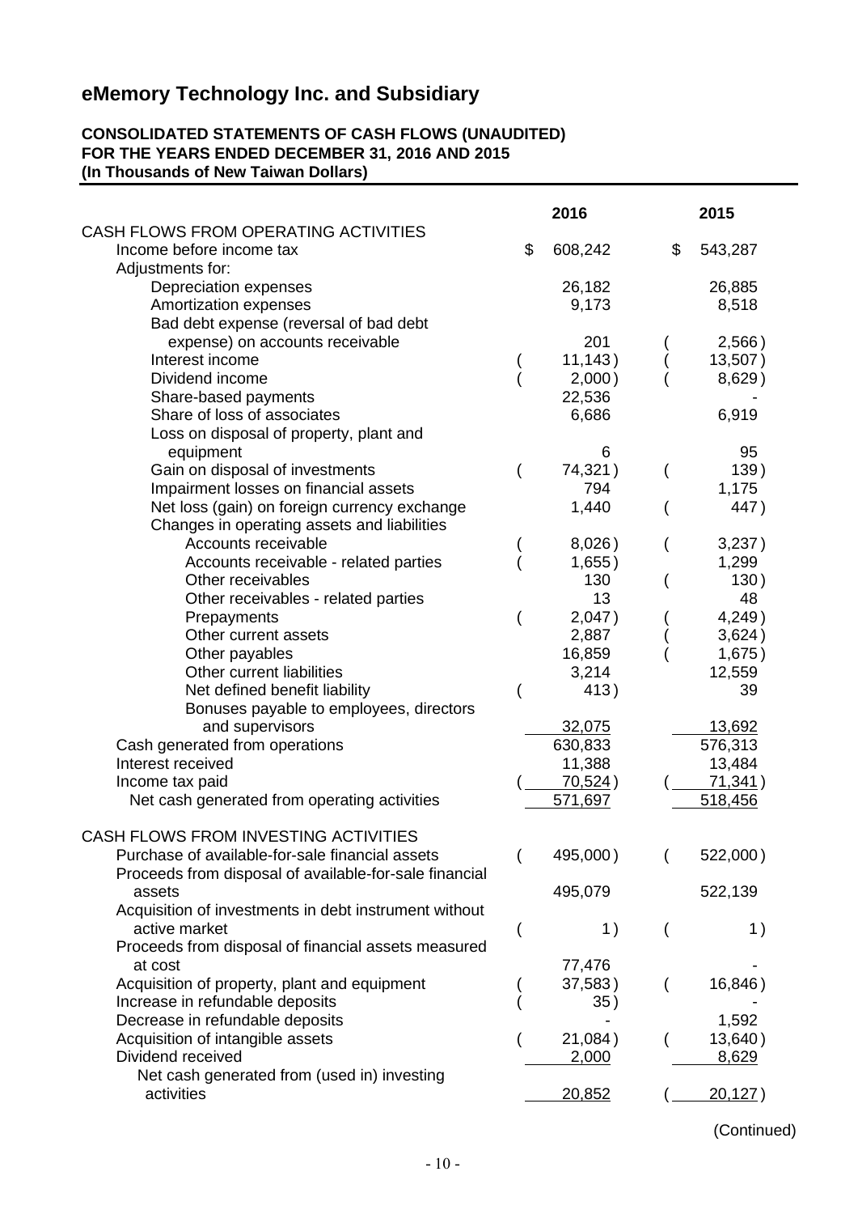# eMemory Technology Inc. and Subsidiary

**CONSOLIDATED STATEMENTS OF CASH FLOWS (UNAUDITED)**
**FOR THE YEARS ENDED DECEMBER 31, 2016 AND 2015**
**(In Thousands of New Taiwan Dollars)**

| | 2016 | 2015 |
|---|---|---|
| CASH FLOWS FROM OPERATING ACTIVITIES | | |
| Income before income tax | $ 608,242 | $ 543,287 |
| Adjustments for: | | |
| Depreciation expenses | 26,182 | 26,885 |
| Amortization expenses | 9,173 | 8,518 |
| Bad debt expense (reversal of bad debt expense) on accounts receivable | 201 | ( 2,566 ) |
| Interest income | ( 11,143 ) | ( 13,507 ) |
| Dividend income | ( 2,000 ) | ( 8,629 ) |
| Share-based payments | 22,536 | - |
| Share of loss of associates | 6,686 | 6,919 |
| Loss on disposal of property, plant and equipment | 6 | 95 |
| Gain on disposal of investments | ( 74,321 ) | ( 139 ) |
| Impairment losses on financial assets | 794 | 1,175 |
| Net loss (gain) on foreign currency exchange | 1,440 | ( 447 ) |
| Changes in operating assets and liabilities | | |
| Accounts receivable | ( 8,026 ) | ( 3,237 ) |
| Accounts receivable - related parties | ( 1,655 ) | 1,299 |
| Other receivables | 130 | ( 130 ) |
| Other receivables - related parties | 13 | 48 |
| Prepayments | ( 2,047 ) | ( 4,249 ) |
| Other current assets | 2,887 | ( 3,624 ) |
| Other payables | 16,859 | ( 1,675 ) |
| Other current liabilities | 3,214 | 12,559 |
| Net defined benefit liability | ( 413 ) | 39 |
| Bonuses payable to employees, directors and supervisors | 32,075 | 13,692 |
| Cash generated from operations | 630,833 | 576,313 |
| Interest received | 11,388 | 13,484 |
| Income tax paid | ( 70,524 ) | ( 71,341 ) |
| Net cash generated from operating activities | 571,697 | 518,456 |
| CASH FLOWS FROM INVESTING ACTIVITIES | | |
| Purchase of available-for-sale financial assets | ( 495,000 ) | ( 522,000 ) |
| Proceeds from disposal of available-for-sale financial assets | 495,079 | 522,139 |
| Acquisition of investments in debt instrument without active market | ( 1 ) | ( 1 ) |
| Proceeds from disposal of financial assets measured at cost | 77,476 | - |
| Acquisition of property, plant and equipment | ( 37,583 ) | ( 16,846 ) |
| Increase in refundable deposits | ( 35 ) | - |
| Decrease in refundable deposits | - | 1,592 |
| Acquisition of intangible assets | ( 21,084 ) | ( 13,640 ) |
| Dividend received | 2,000 | 8,629 |
| Net cash generated from (used in) investing activities | 20,852 | ( 20,127 ) |

(Continued)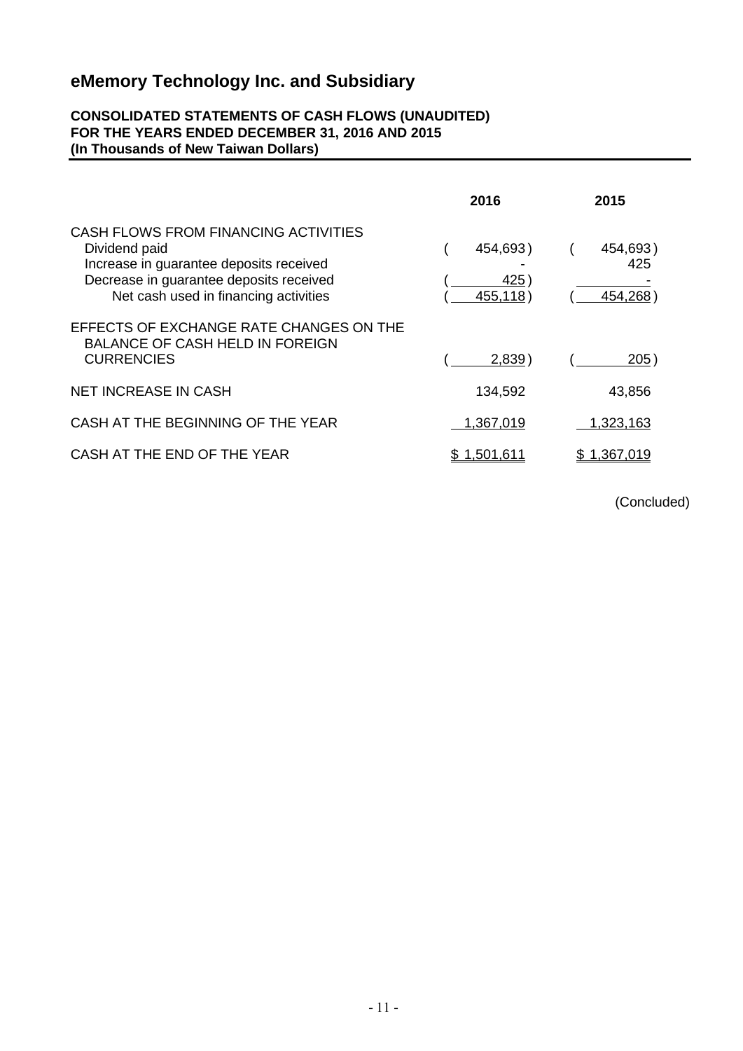# eMemory Technology Inc. and Subsidiary

**CONSOLIDATED STATEMENTS OF CASH FLOWS (UNAUDITED)**
**FOR THE YEARS ENDED DECEMBER 31, 2016 AND 2015**
**(In Thousands of New Taiwan Dollars)**

| | 2016 | 2015 |
|---|---|---|
| CASH FLOWS FROM FINANCING ACTIVITIES | | |
| Dividend paid | ( 454,693) | ( 454,693) |
| Increase in guarantee deposits received | - | 425 |
| Decrease in guarantee deposits received | ( 425) | - |
| Net cash used in financing activities | ( 455,118) | ( 454,268) |
| EFFECTS OF EXCHANGE RATE CHANGES ON THE BALANCE OF CASH HELD IN FOREIGN CURRENCIES | ( 2,839) | ( 205) |
| NET INCREASE IN CASH | 134,592 | 43,856 |
| CASH AT THE BEGINNING OF THE YEAR | 1,367,019 | 1,323,163 |
| CASH AT THE END OF THE YEAR | $ 1,501,611 | $ 1,367,019 |

(Concluded)